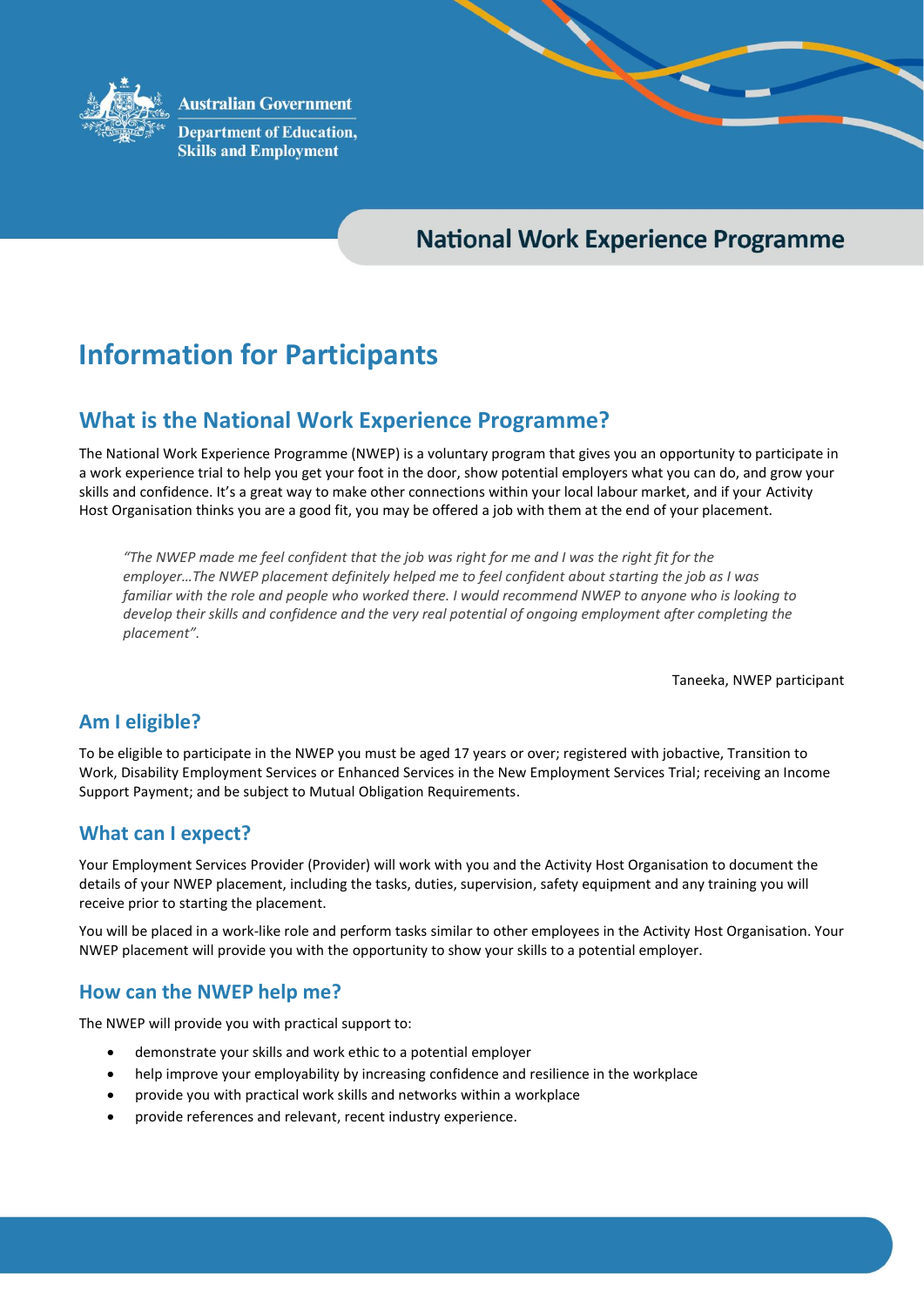Australian Government
Department of Education, Skills and Employment

National Work Experience Programme

# Information for Participants

## What is the National Work Experience Programme?

The National Work Experience Programme (NWEP) is a voluntary program that gives you an opportunity to participate in a work experience trial to help you get your foot in the door, show potential employers what you can do, and grow your skills and confidence. It's a great way to make other connections within your local labour market, and if your Activity Host Organisation thinks you are a good fit, you may be offered a job with them at the end of your placement.

> *"The NWEP made me feel confident that the job was right for me and I was the right fit for the employer…The NWEP placement definitely helped me to feel confident about starting the job as I was familiar with the role and people who worked there. I would recommend NWEP to anyone who is looking to develop their skills and confidence and the very real potential of ongoing employment after completing the placement".*

Taneeka, NWEP participant

## Am I eligible?

To be eligible to participate in the NWEP you must be aged 17 years or over; registered with jobactive, Transition to Work, Disability Employment Services or Enhanced Services in the New Employment Services Trial; receiving an Income Support Payment; and be subject to Mutual Obligation Requirements.

## What can I expect?

Your Employment Services Provider (Provider) will work with you and the Activity Host Organisation to document the details of your NWEP placement, including the tasks, duties, supervision, safety equipment and any training you will receive prior to starting the placement.

You will be placed in a work-like role and perform tasks similar to other employees in the Activity Host Organisation. Your NWEP placement will provide you with the opportunity to show your skills to a potential employer.

## How can the NWEP help me?

The NWEP will provide you with practical support to:

- demonstrate your skills and work ethic to a potential employer
- help improve your employability by increasing confidence and resilience in the workplace
- provide you with practical work skills and networks within a workplace
- provide references and relevant, recent industry experience.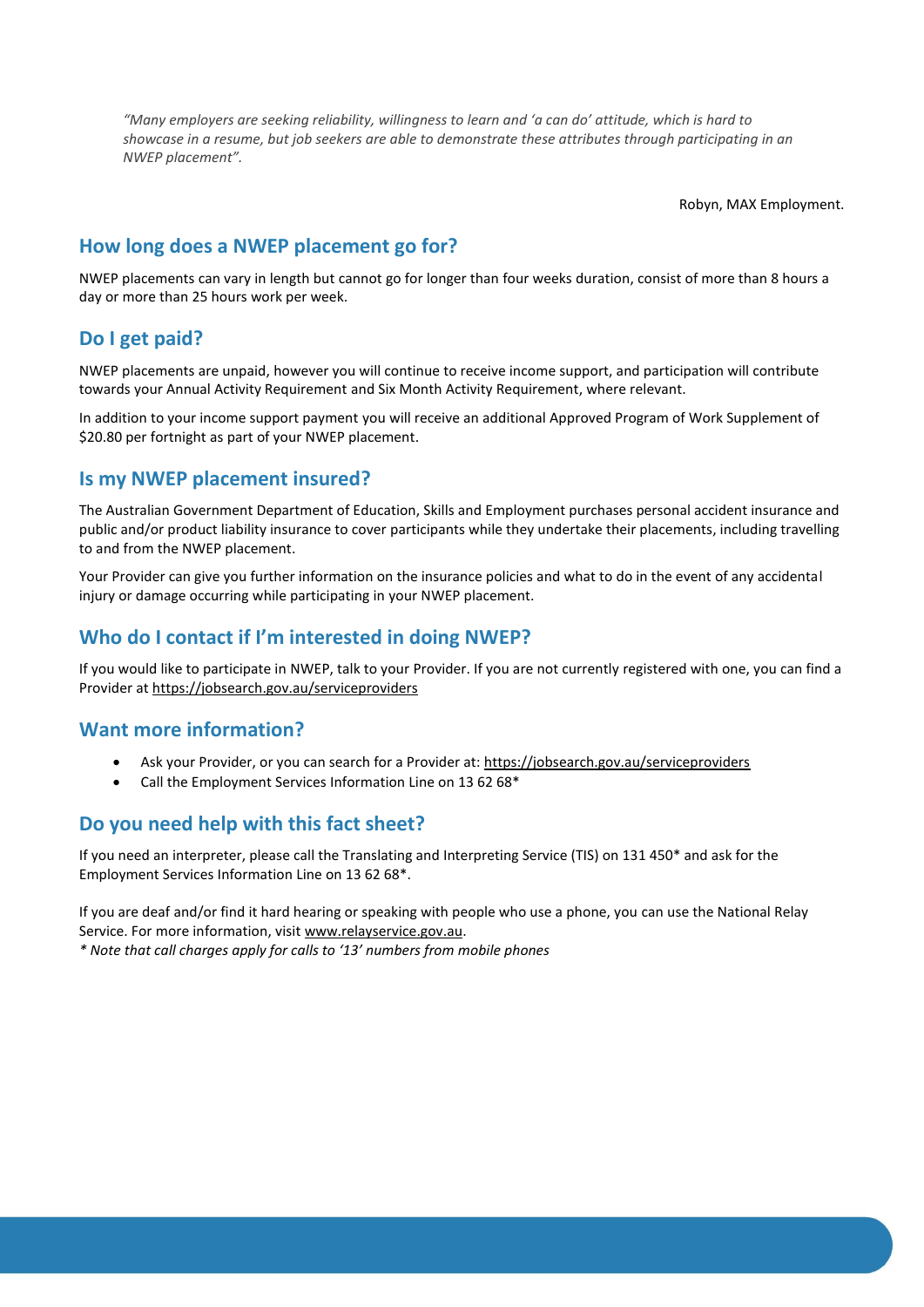*"Many employers are seeking reliability, willingness to learn and 'a can do' attitude, which is hard to showcase in a resume, but job seekers are able to demonstrate these attributes through participating in an NWEP placement".*

Robyn, MAX Employment.

## How long does a NWEP placement go for?

NWEP placements can vary in length but cannot go for longer than four weeks duration, consist of more than 8 hours a day or more than 25 hours work per week.

## Do I get paid?

NWEP placements are unpaid, however you will continue to receive income support, and participation will contribute towards your Annual Activity Requirement and Six Month Activity Requirement, where relevant.

In addition to your income support payment you will receive an additional Approved Program of Work Supplement of $20.80 per fortnight as part of your NWEP placement.

## Is my NWEP placement insured?

The Australian Government Department of Education, Skills and Employment purchases personal accident insurance and public and/or product liability insurance to cover participants while they undertake their placements, including travelling to and from the NWEP placement.

Your Provider can give you further information on the insurance policies and what to do in the event of any accidental injury or damage occurring while participating in your NWEP placement.

## Who do I contact if I'm interested in doing NWEP?

If you would like to participate in NWEP, talk to your Provider. If you are not currently registered with one, you can find a Provider at https://jobsearch.gov.au/serviceproviders

## Want more information?

- Ask your Provider, or you can search for a Provider at: https://jobsearch.gov.au/serviceproviders
- Call the Employment Services Information Line on 13 62 68*

## Do you need help with this fact sheet?

If you need an interpreter, please call the Translating and Interpreting Service (TIS) on 131 450* and ask for the Employment Services Information Line on 13 62 68*.

If you are deaf and/or find it hard hearing or speaking with people who use a phone, you can use the National Relay Service. For more information, visit www.relayservice.gov.au.
*\* Note that call charges apply for calls to '13' numbers from mobile phones*